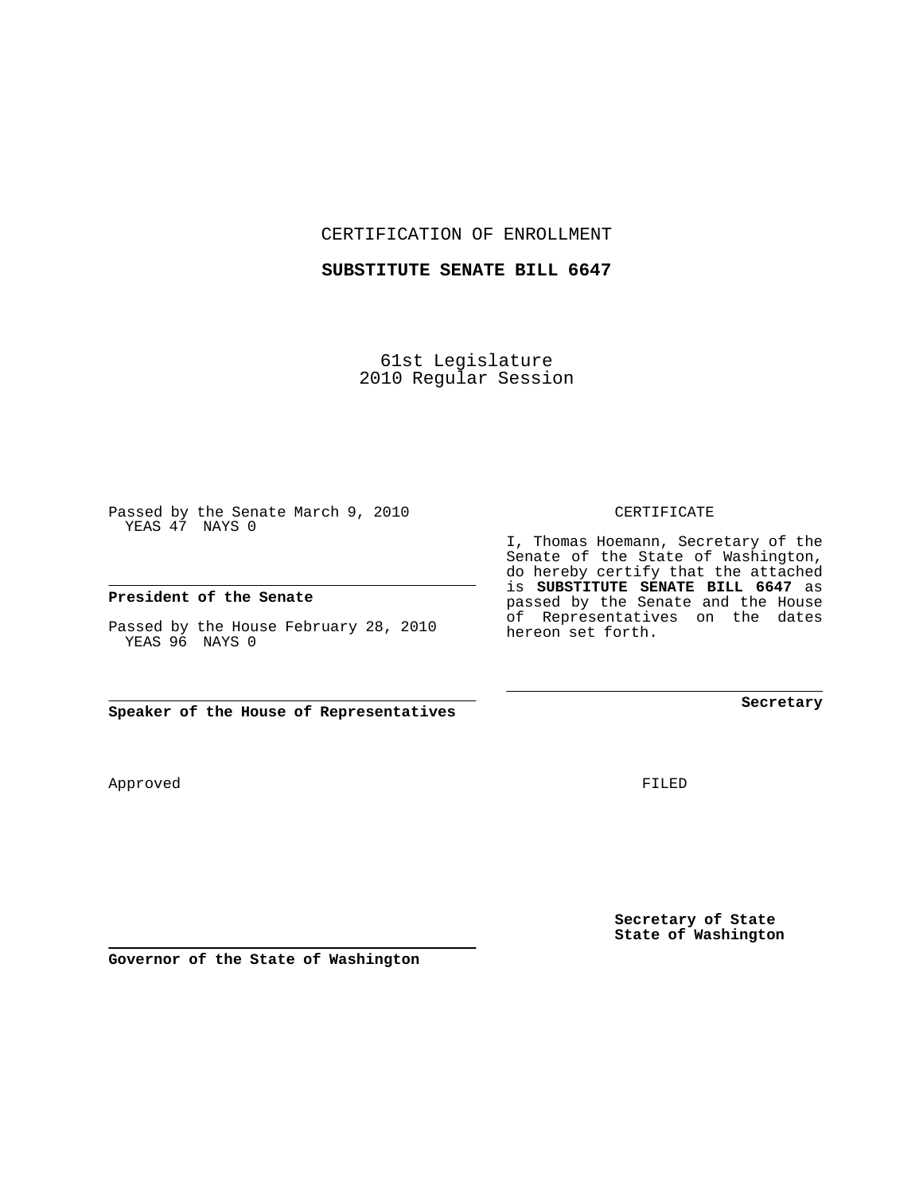CERTIFICATION OF ENROLLMENT

**SUBSTITUTE SENATE BILL 6647**

61st Legislature
2010 Regular Session

Passed by the Senate March 9, 2010
YEAS 47 NAYS 0

**President of the Senate**

Passed by the House February 28, 2010
YEAS 96 NAYS 0

**Speaker of the House of Representatives**

CERTIFICATE

I, Thomas Hoemann, Secretary of the Senate of the State of Washington, do hereby certify that the attached is **SUBSTITUTE SENATE BILL 6647** as passed by the Senate and the House of Representatives on the dates hereon set forth.

**Secretary**

Approved

FILED

**Governor of the State of Washington**

**Secretary of State**
**State of Washington**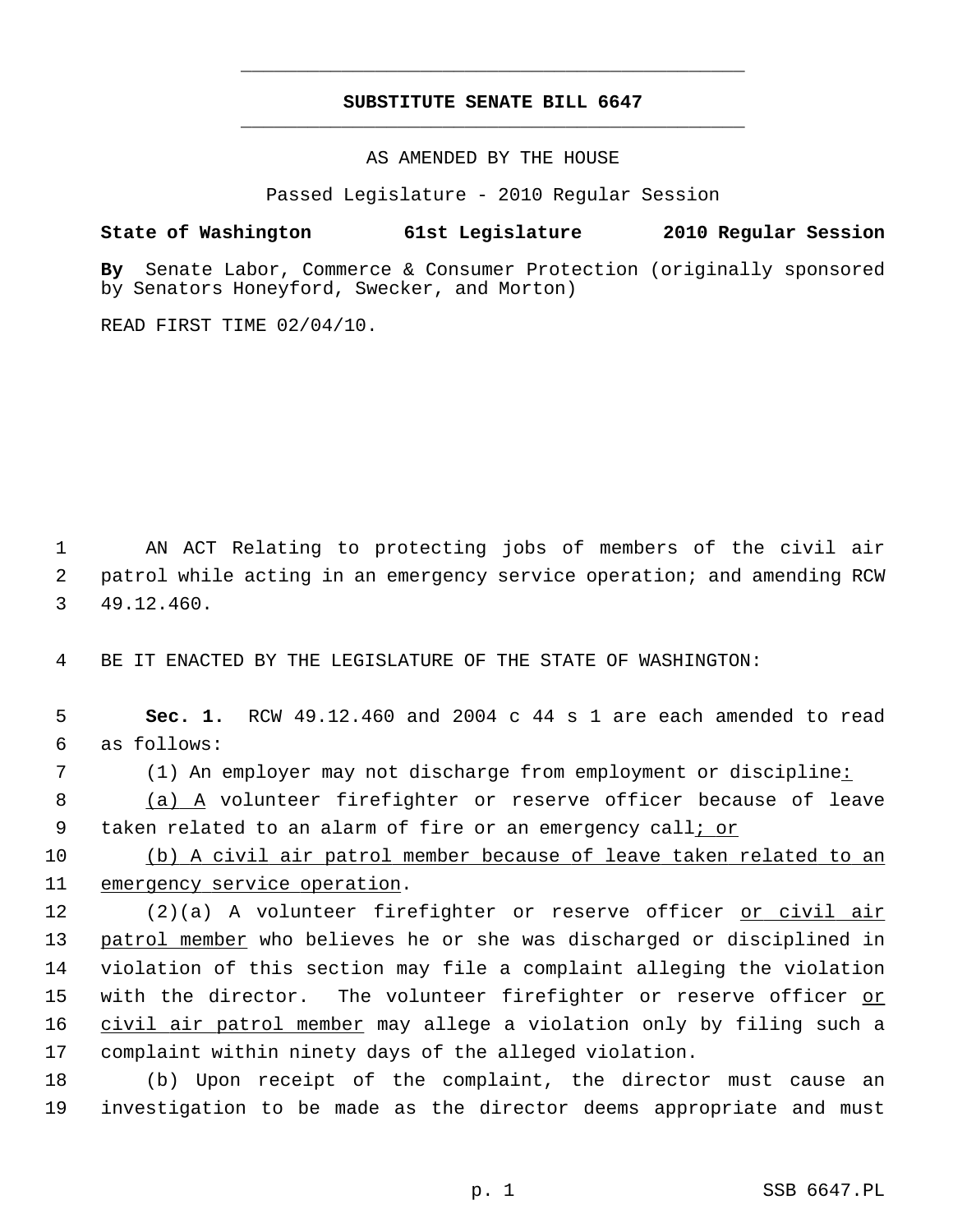# SUBSTITUTE SENATE BILL 6647

AS AMENDED BY THE HOUSE

Passed Legislature - 2010 Regular Session

**State of Washington 61st Legislature 2010 Regular Session**

**By** Senate Labor, Commerce & Consumer Protection (originally sponsored by Senators Honeyford, Swecker, and Morton)

READ FIRST TIME 02/04/10.

AN ACT Relating to protecting jobs of members of the civil air patrol while acting in an emergency service operation; and amending RCW 49.12.460.

BE IT ENACTED BY THE LEGISLATURE OF THE STATE OF WASHINGTON:

**Sec. 1.** RCW 49.12.460 and 2004 c 44 s 1 are each amended to read as follows:

(1) An employer may not discharge from employment or discipline<u>:</u>

<u>(a) A</u> volunteer firefighter or reserve officer because of leave taken related to an alarm of fire or an emergency call<u>; or</u>

<u>(b) A civil air patrol member because of leave taken related to an emergency service operation</u>.

(2)(a) A volunteer firefighter or reserve officer <u>or civil air patrol member</u> who believes he or she was discharged or disciplined in violation of this section may file a complaint alleging the violation with the director. The volunteer firefighter or reserve officer <u>or civil air patrol member</u> may allege a violation only by filing such a complaint within ninety days of the alleged violation.

(b) Upon receipt of the complaint, the director must cause an investigation to be made as the director deems appropriate and must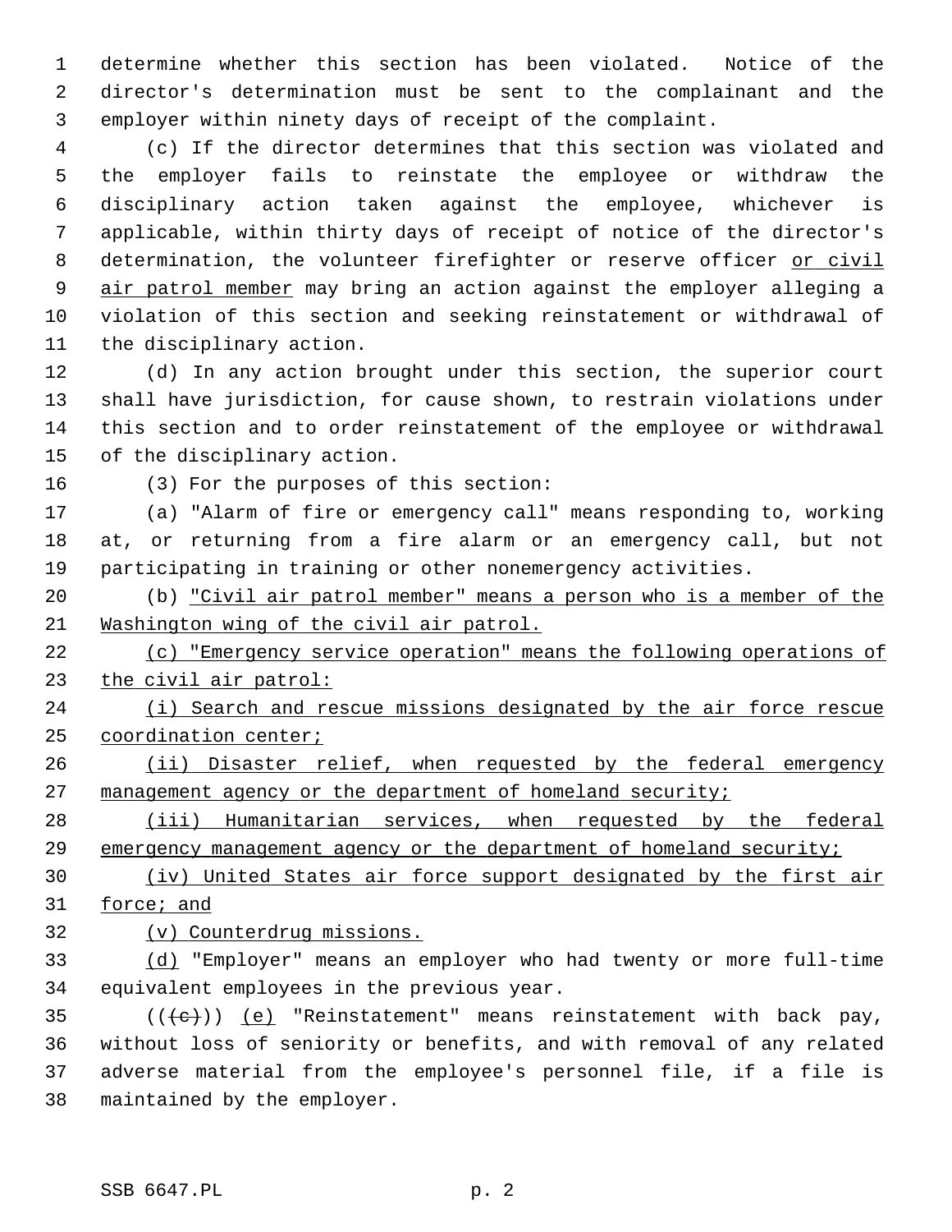determine whether this section has been violated. Notice of the director's determination must be sent to the complainant and the employer within ninety days of receipt of the complaint.

(c) If the director determines that this section was violated and the employer fails to reinstate the employee or withdraw the disciplinary action taken against the employee, whichever is applicable, within thirty days of receipt of notice of the director's determination, the volunteer firefighter or reserve officer or civil air patrol member may bring an action against the employer alleging a violation of this section and seeking reinstatement or withdrawal of the disciplinary action.

(d) In any action brought under this section, the superior court shall have jurisdiction, for cause shown, to restrain violations under this section and to order reinstatement of the employee or withdrawal of the disciplinary action.

(3) For the purposes of this section:

(a) "Alarm of fire or emergency call" means responding to, working at, or returning from a fire alarm or an emergency call, but not participating in training or other nonemergency activities.

(b) "Civil air patrol member" means a person who is a member of the Washington wing of the civil air patrol.

(c) "Emergency service operation" means the following operations of the civil air patrol:

(i) Search and rescue missions designated by the air force rescue coordination center;

(ii) Disaster relief, when requested by the federal emergency management agency or the department of homeland security;

(iii) Humanitarian services, when requested by the federal emergency management agency or the department of homeland security;

(iv) United States air force support designated by the first air force; and

(v) Counterdrug missions.

(d) "Employer" means an employer who had twenty or more full-time equivalent employees in the previous year.

(((c))) (e) "Reinstatement" means reinstatement with back pay, without loss of seniority or benefits, and with removal of any related adverse material from the employee's personnel file, if a file is maintained by the employer.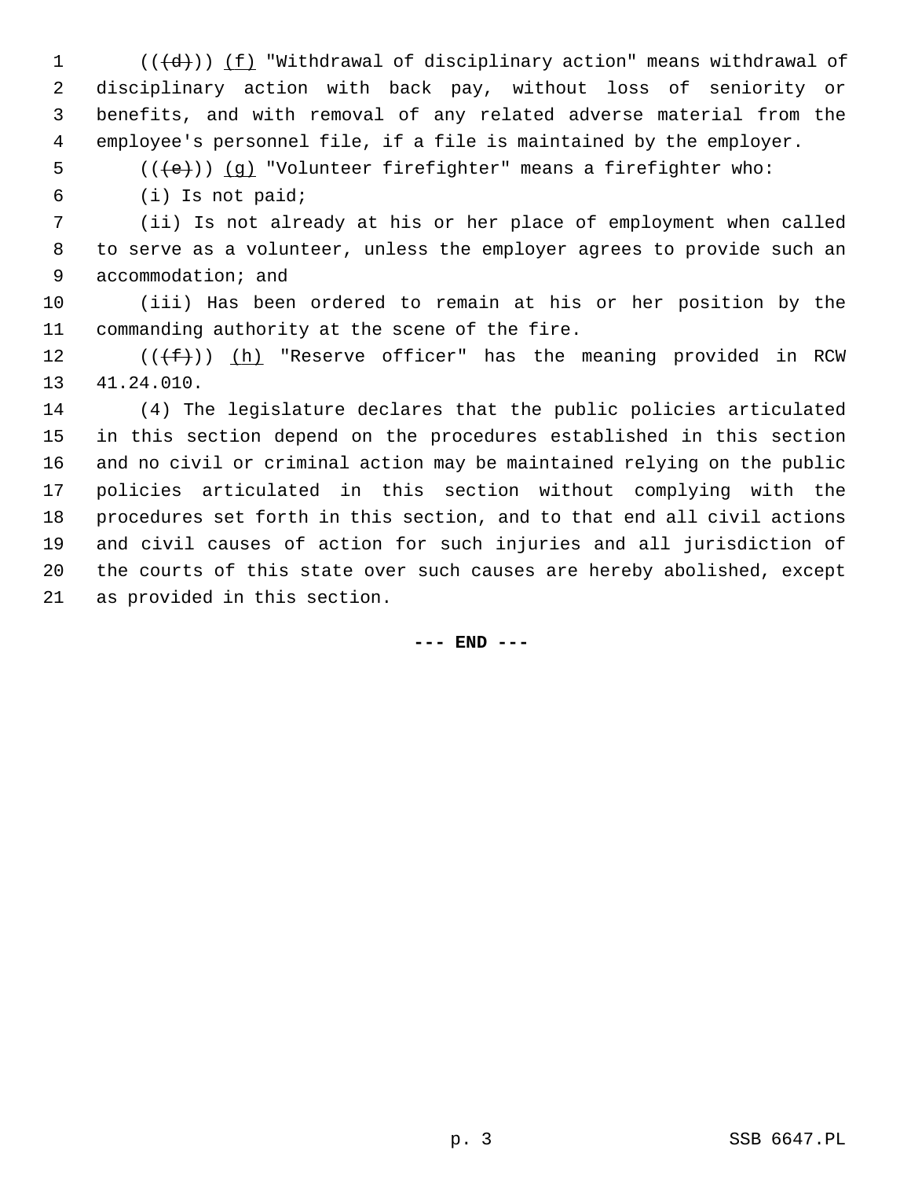((~~(d)~~)) (f) "Withdrawal of disciplinary action" means withdrawal of disciplinary action with back pay, without loss of seniority or benefits, and with removal of any related adverse material from the employee's personnel file, if a file is maintained by the employer.

((~~(e)~~)) (g) "Volunteer firefighter" means a firefighter who:

(i) Is not paid;

(ii) Is not already at his or her place of employment when called to serve as a volunteer, unless the employer agrees to provide such an accommodation; and

(iii) Has been ordered to remain at his or her position by the commanding authority at the scene of the fire.

((~~(f)~~)) (h) "Reserve officer" has the meaning provided in RCW 41.24.010.

(4) The legislature declares that the public policies articulated in this section depend on the procedures established in this section and no civil or criminal action may be maintained relying on the public policies articulated in this section without complying with the procedures set forth in this section, and to that end all civil actions and civil causes of action for such injuries and all jurisdiction of the courts of this state over such causes are hereby abolished, except as provided in this section.

**--- END ---**